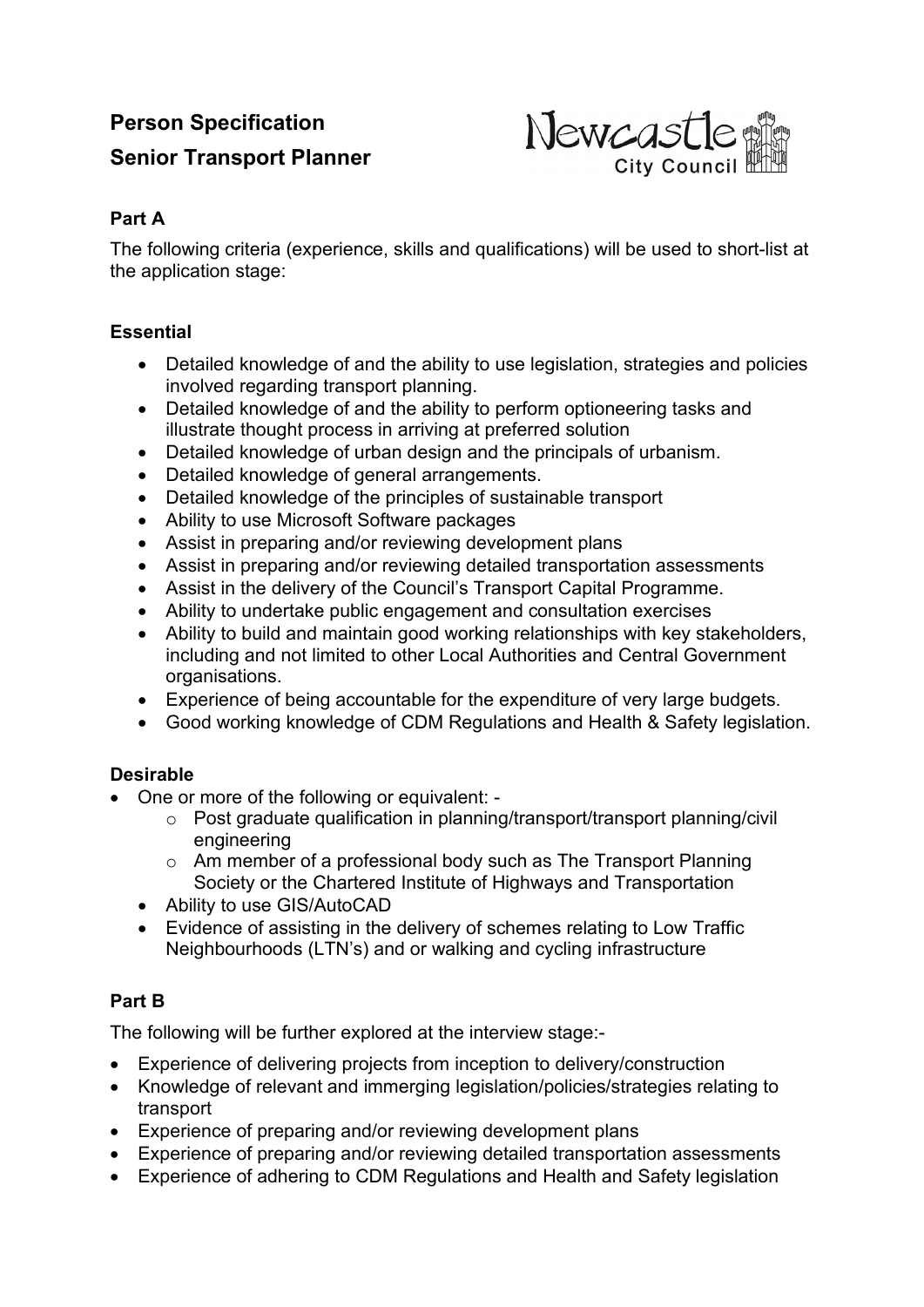# Person Specification

# Senior Transport Planner

## Part A

The following criteria (experience, skills and qualifications) will be used to short-list at the application stage:

### Essential

- Detailed knowledge of and the ability to use legislation, strategies and policies involved regarding transport planning.
- Detailed knowledge of and the ability to perform optioneering tasks and illustrate thought process in arriving at preferred solution
- Detailed knowledge of urban design and the principals of urbanism.
- Detailed knowledge of general arrangements.
- Detailed knowledge of the principles of sustainable transport
- Ability to use Microsoft Software packages
- Assist in preparing and/or reviewing development plans
- Assist in preparing and/or reviewing detailed transportation assessments
- Assist in the delivery of the Council's Transport Capital Programme.
- Ability to undertake public engagement and consultation exercises
- Ability to build and maintain good working relationships with key stakeholders, including and not limited to other Local Authorities and Central Government organisations.
- Experience of being accountable for the expenditure of very large budgets.
- Good working knowledge of CDM Regulations and Health & Safety legislation.

### Desirable

- One or more of the following or equivalent: -
  - Post graduate qualification in planning/transport/transport planning/civil engineering
  - Am member of a professional body such as The Transport Planning Society or the Chartered Institute of Highways and Transportation
- Ability to use GIS/AutoCAD
- Evidence of assisting in the delivery of schemes relating to Low Traffic Neighbourhoods (LTN's) and or walking and cycling infrastructure

## Part B

The following will be further explored at the interview stage:-

- Experience of delivering projects from inception to delivery/construction
- Knowledge of relevant and immerging legislation/policies/strategies relating to transport
- Experience of preparing and/or reviewing development plans
- Experience of preparing and/or reviewing detailed transportation assessments
- Experience of adhering to CDM Regulations and Health and Safety legislation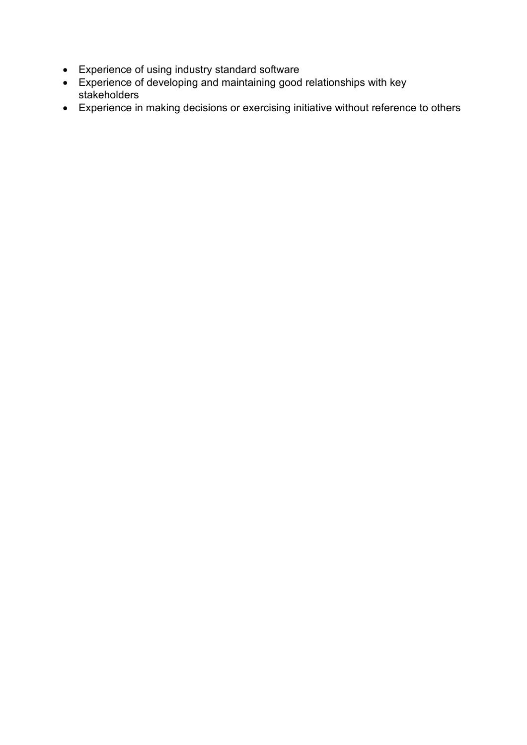- Experience of using industry standard software
- Experience of developing and maintaining good relationships with key stakeholders
- Experience in making decisions or exercising initiative without reference to others